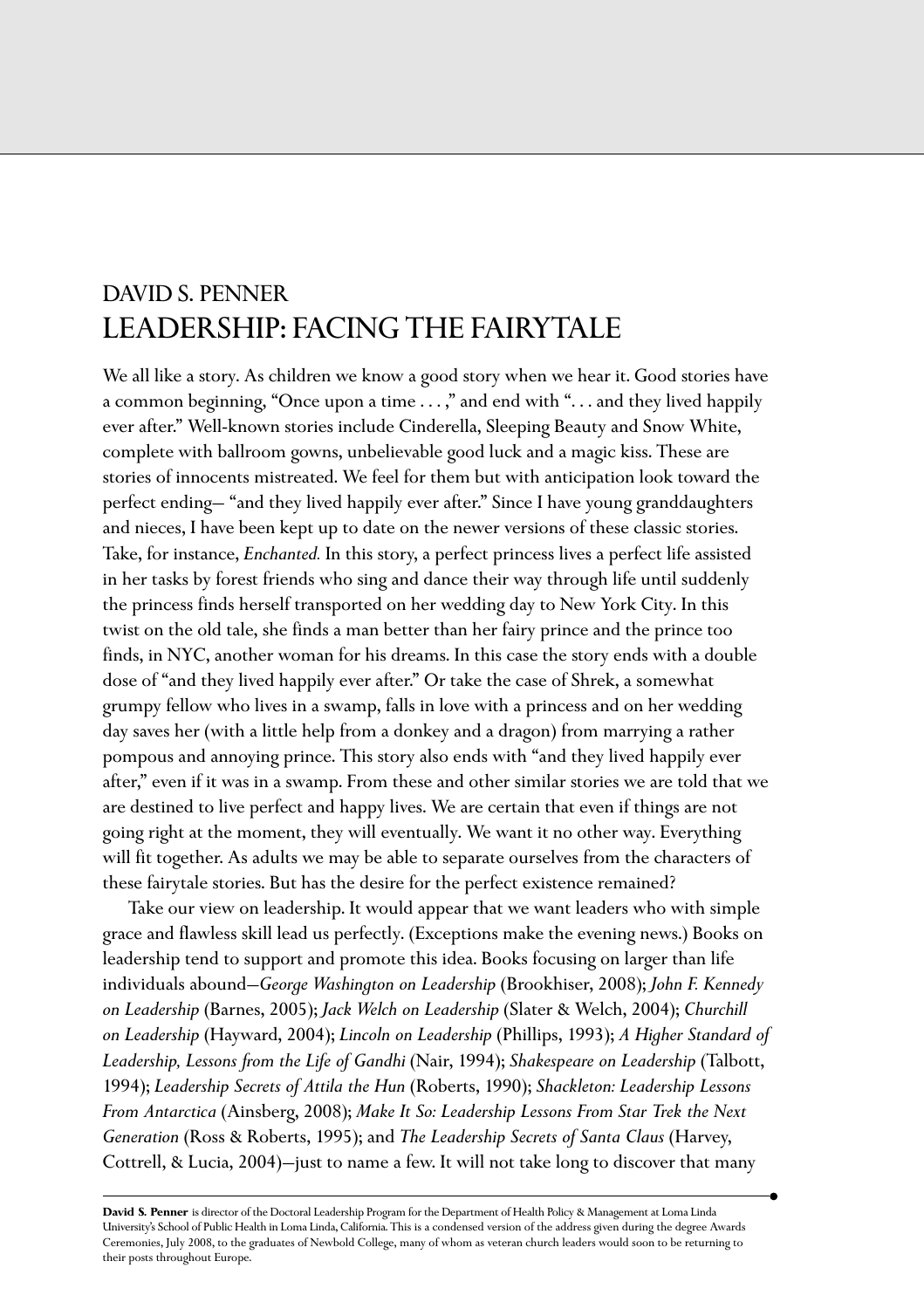# DAVID S. PENNER
# LEADERSHIP: FACING THE FAIRYTALE

We all like a story. As children we know a good story when we hear it. Good stories have a common beginning, "Once upon a time . . . ," and end with ". . . and they lived happily ever after." Well-known stories include Cinderella, Sleeping Beauty and Snow White, complete with ballroom gowns, unbelievable good luck and a magic kiss. These are stories of innocents mistreated. We feel for them but with anticipation look toward the perfect ending– "and they lived happily ever after." Since I have young granddaughters and nieces, I have been kept up to date on the newer versions of these classic stories. Take, for instance, *Enchanted.* In this story, a perfect princess lives a perfect life assisted in her tasks by forest friends who sing and dance their way through life until suddenly the princess finds herself transported on her wedding day to New York City. In this twist on the old tale, she finds a man better than her fairy prince and the prince too finds, in NYC, another woman for his dreams. In this case the story ends with a double dose of "and they lived happily ever after." Or take the case of Shrek, a somewhat grumpy fellow who lives in a swamp, falls in love with a princess and on her wedding day saves her (with a little help from a donkey and a dragon) from marrying a rather pompous and annoying prince. This story also ends with "and they lived happily ever after," even if it was in a swamp. From these and other similar stories we are told that we are destined to live perfect and happy lives. We are certain that even if things are not going right at the moment, they will eventually. We want it no other way. Everything will fit together. As adults we may be able to separate ourselves from the characters of these fairytale stories. But has the desire for the perfect existence remained?

Take our view on leadership. It would appear that we want leaders who with simple grace and flawless skill lead us perfectly. (Exceptions make the evening news.) Books on leadership tend to support and promote this idea. Books focusing on larger than life individuals abound—*George Washington on Leadership* (Brookhiser, 2008); *John F. Kennedy on Leadership* (Barnes, 2005); *Jack Welch on Leadership* (Slater & Welch, 2004); *Churchill on Leadership* (Hayward, 2004); *Lincoln on Leadership* (Phillips, 1993); *A Higher Standard of Leadership, Lessons from the Life of Gandhi* (Nair, 1994); *Shakespeare on Leadership* (Talbott, 1994); *Leadership Secrets of Attila the Hun* (Roberts, 1990); *Shackleton: Leadership Lessons From Antarctica* (Ainsberg, 2008); *Make It So: Leadership Lessons From Star Trek the Next Generation* (Ross & Roberts, 1995); and *The Leadership Secrets of Santa Claus* (Harvey, Cottrell, & Lucia, 2004)—just to name a few. It will not take long to discover that many

**David S. Penner** is director of the Doctoral Leadership Program for the Department of Health Policy & Management at Loma Linda University's School of Public Health in Loma Linda, California. This is a condensed version of the address given during the degree Awards Ceremonies, July 2008, to the graduates of Newbold College, many of whom as veteran church leaders would soon to be returning to their posts throughout Europe.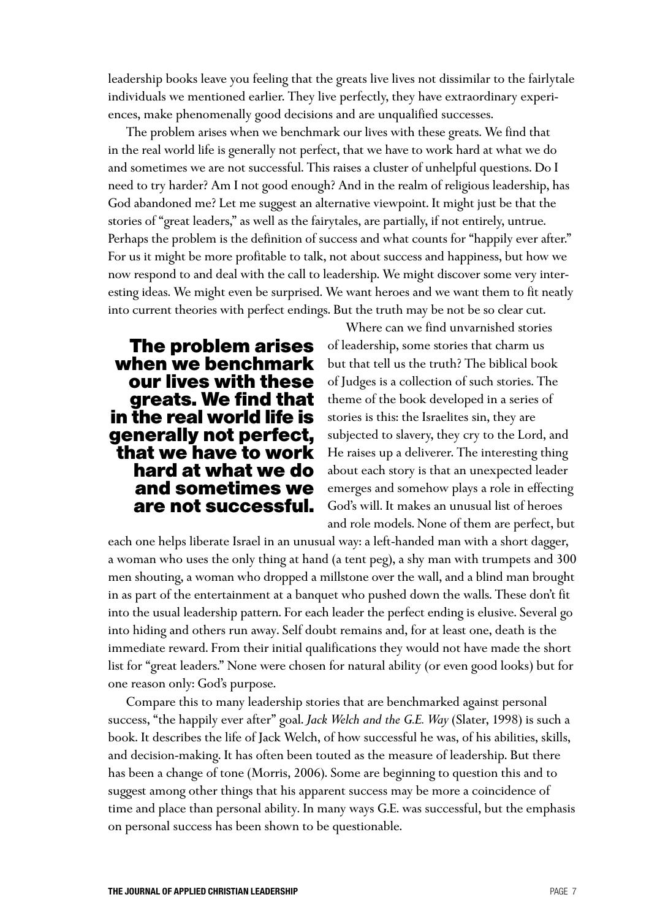leadership books leave you feeling that the greats live lives not dissimilar to the fairlytale individuals we mentioned earlier. They live perfectly, they have extraordinary experiences, make phenomenally good decisions and are unqualified successes.

The problem arises when we benchmark our lives with these greats. We find that in the real world life is generally not perfect, that we have to work hard at what we do and sometimes we are not successful. This raises a cluster of unhelpful questions. Do I need to try harder? Am I not good enough? And in the realm of religious leadership, has God abandoned me? Let me suggest an alternative viewpoint. It might just be that the stories of "great leaders," as well as the fairytales, are partially, if not entirely, untrue. Perhaps the problem is the definition of success and what counts for "happily ever after." For us it might be more profitable to talk, not about success and happiness, but how we now respond to and deal with the call to leadership. We might discover some very interesting ideas. We might even be surprised. We want heroes and we want them to fit neatly into current theories with perfect endings. But the truth may be not be so clear cut.

**The problem arises when we benchmark our lives with these greats. We find that in the real world life is generally not perfect, that we have to work hard at what we do and sometimes we are not successful.**

Where can we find unvarnished stories of leadership, some stories that charm us but that tell us the truth? The biblical book of Judges is a collection of such stories. The theme of the book developed in a series of stories is this: the Israelites sin, they are subjected to slavery, they cry to the Lord, and He raises up a deliverer. The interesting thing about each story is that an unexpected leader emerges and somehow plays a role in effecting God's will. It makes an unusual list of heroes and role models. None of them are perfect, but each one helps liberate Israel in an unusual way: a left-handed man with a short dagger, a woman who uses the only thing at hand (a tent peg), a shy man with trumpets and 300 men shouting, a woman who dropped a millstone over the wall, and a blind man brought in as part of the entertainment at a banquet who pushed down the walls. These don't fit into the usual leadership pattern. For each leader the perfect ending is elusive. Several go into hiding and others run away. Self doubt remains and, for at least one, death is the immediate reward. From their initial qualifications they would not have made the short list for "great leaders." None were chosen for natural ability (or even good looks) but for one reason only: God's purpose.

Compare this to many leadership stories that are benchmarked against personal success, "the happily ever after" goal. *Jack Welch and the G.E. Way* (Slater, 1998) is such a book. It describes the life of Jack Welch, of how successful he was, of his abilities, skills, and decision-making. It has often been touted as the measure of leadership. But there has been a change of tone (Morris, 2006). Some are beginning to question this and to suggest among other things that his apparent success may be more a coincidence of time and place than personal ability. In many ways G.E. was successful, but the emphasis on personal success has been shown to be questionable.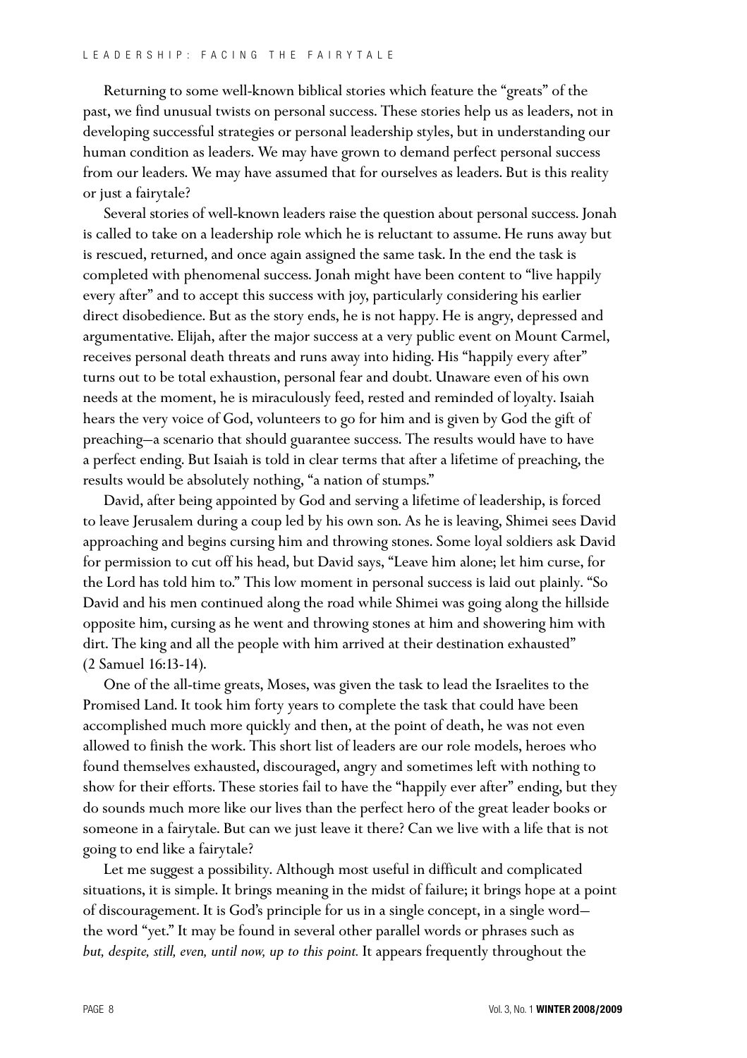Returning to some well-known biblical stories which feature the "greats" of the past, we find unusual twists on personal success. These stories help us as leaders, not in developing successful strategies or personal leadership styles, but in understanding our human condition as leaders. We may have grown to demand perfect personal success from our leaders. We may have assumed that for ourselves as leaders. But is this reality or just a fairytale?

Several stories of well-known leaders raise the question about personal success. Jonah is called to take on a leadership role which he is reluctant to assume. He runs away but is rescued, returned, and once again assigned the same task. In the end the task is completed with phenomenal success. Jonah might have been content to "live happily every after" and to accept this success with joy, particularly considering his earlier direct disobedience. But as the story ends, he is not happy. He is angry, depressed and argumentative. Elijah, after the major success at a very public event on Mount Carmel, receives personal death threats and runs away into hiding. His "happily every after" turns out to be total exhaustion, personal fear and doubt. Unaware even of his own needs at the moment, he is miraculously feed, rested and reminded of loyalty. Isaiah hears the very voice of God, volunteers to go for him and is given by God the gift of preaching—a scenario that should guarantee success. The results would have to have a perfect ending. But Isaiah is told in clear terms that after a lifetime of preaching, the results would be absolutely nothing, "a nation of stumps."

David, after being appointed by God and serving a lifetime of leadership, is forced to leave Jerusalem during a coup led by his own son. As he is leaving, Shimei sees David approaching and begins cursing him and throwing stones. Some loyal soldiers ask David for permission to cut off his head, but David says, "Leave him alone; let him curse, for the Lord has told him to." This low moment in personal success is laid out plainly. "So David and his men continued along the road while Shimei was going along the hillside opposite him, cursing as he went and throwing stones at him and showering him with dirt. The king and all the people with him arrived at their destination exhausted" (2 Samuel 16:13-14).

One of the all-time greats, Moses, was given the task to lead the Israelites to the Promised Land. It took him forty years to complete the task that could have been accomplished much more quickly and then, at the point of death, he was not even allowed to finish the work. This short list of leaders are our role models, heroes who found themselves exhausted, discouraged, angry and sometimes left with nothing to show for their efforts. These stories fail to have the "happily ever after" ending, but they do sounds much more like our lives than the perfect hero of the great leader books or someone in a fairytale. But can we just leave it there? Can we live with a life that is not going to end like a fairytale?

Let me suggest a possibility. Although most useful in difficult and complicated situations, it is simple. It brings meaning in the midst of failure; it brings hope at a point of discouragement. It is God's principle for us in a single concept, in a single word—the word "yet." It may be found in several other parallel words or phrases such as *but, despite, still, even, until now, up to this point.* It appears frequently throughout the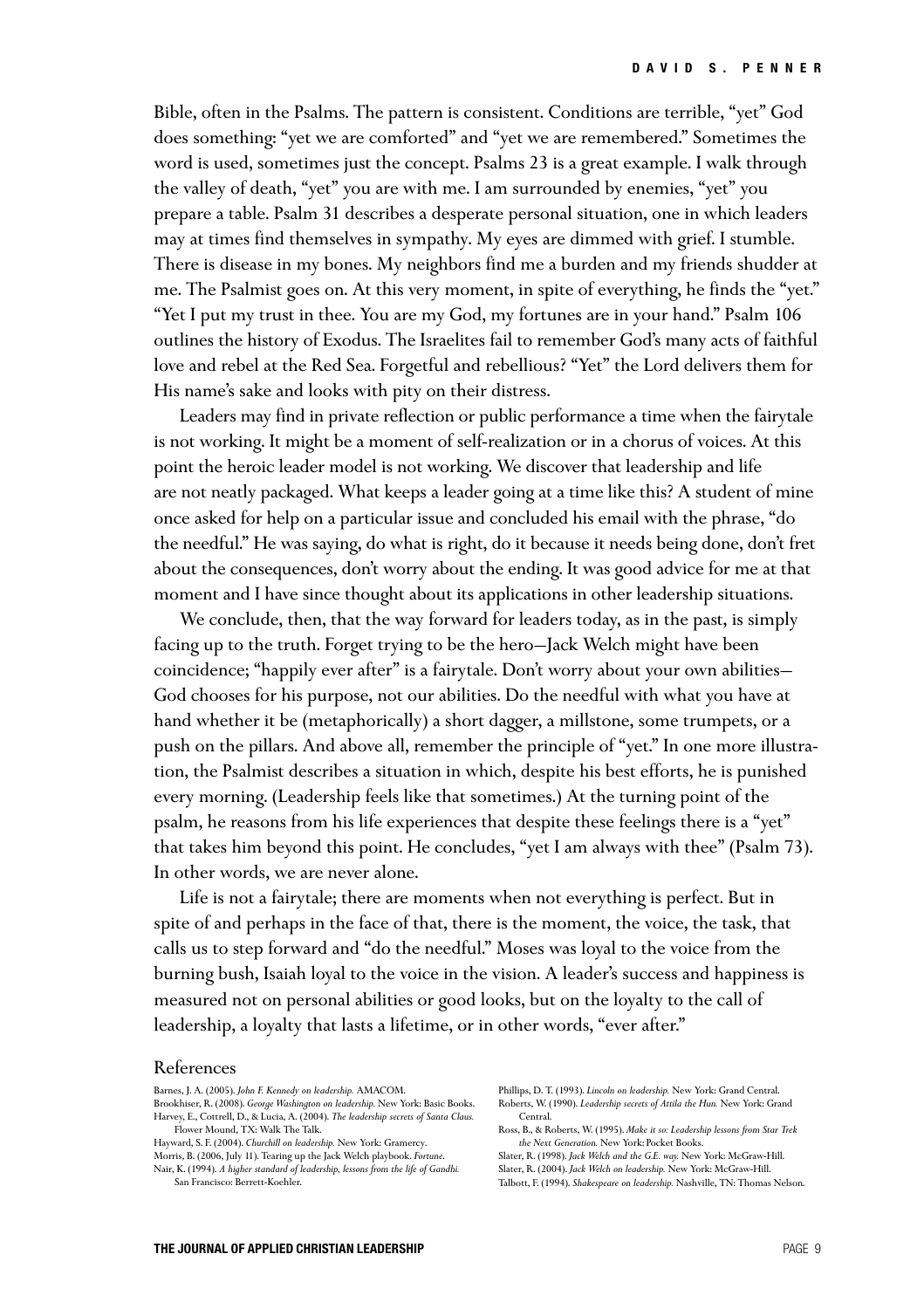Bible, often in the Psalms. The pattern is consistent. Conditions are terrible, "yet" God does something: "yet we are comforted" and "yet we are remembered." Sometimes the word is used, sometimes just the concept. Psalms 23 is a great example. I walk through the valley of death, "yet" you are with me. I am surrounded by enemies, "yet" you prepare a table. Psalm 31 describes a desperate personal situation, one in which leaders may at times find themselves in sympathy. My eyes are dimmed with grief. I stumble. There is disease in my bones. My neighbors find me a burden and my friends shudder at me. The Psalmist goes on. At this very moment, in spite of everything, he finds the "yet." "Yet I put my trust in thee. You are my God, my fortunes are in your hand." Psalm 106 outlines the history of Exodus. The Israelites fail to remember God's many acts of faithful love and rebel at the Red Sea. Forgetful and rebellious? "Yet" the Lord delivers them for His name's sake and looks with pity on their distress.

Leaders may find in private reflection or public performance a time when the fairytale is not working. It might be a moment of self-realization or in a chorus of voices. At this point the heroic leader model is not working. We discover that leadership and life are not neatly packaged. What keeps a leader going at a time like this? A student of mine once asked for help on a particular issue and concluded his email with the phrase, "do the needful." He was saying, do what is right, do it because it needs being done, don't fret about the consequences, don't worry about the ending. It was good advice for me at that moment and I have since thought about its applications in other leadership situations.

We conclude, then, that the way forward for leaders today, as in the past, is simply facing up to the truth. Forget trying to be the hero—Jack Welch might have been coincidence; "happily ever after" is a fairytale. Don't worry about your own abilities—God chooses for his purpose, not our abilities. Do the needful with what you have at hand whether it be (metaphorically) a short dagger, a millstone, some trumpets, or a push on the pillars. And above all, remember the principle of "yet." In one more illustration, the Psalmist describes a situation in which, despite his best efforts, he is punished every morning. (Leadership feels like that sometimes.) At the turning point of the psalm, he reasons from his life experiences that despite these feelings there is a "yet" that takes him beyond this point. He concludes, "yet I am always with thee" (Psalm 73). In other words, we are never alone.

Life is not a fairytale; there are moments when not everything is perfect. But in spite of and perhaps in the face of that, there is the moment, the voice, the task, that calls us to step forward and "do the needful." Moses was loyal to the voice from the burning bush, Isaiah loyal to the voice in the vision. A leader's success and happiness is measured not on personal abilities or good looks, but on the loyalty to the call of leadership, a loyalty that lasts a lifetime, or in other words, "ever after."

## References

Barnes, J. A. (2005). *John F. Kennedy on leadership.* AMACOM.

Brookhiser, R. (2008). *George Washington on leadership.* New York: Basic Books.

Harvey, E., Cottrell, D., & Lucia, A. (2004). *The leadership secrets of Santa Claus.* Flower Mound, TX: Walk The Talk.

Hayward, S. F. (2004). *Churchill on leadership.* New York: Gramercy.

Morris, B. (2006, July 11). Tearing up the Jack Welch playbook. *Fortune.*

Nair, K. (1994). *A higher standard of leadership, lessons from the life of Gandhi.* San Francisco: Berrett-Koehler.

Phillips, D. T. (1993). *Lincoln on leadership.* New York: Grand Central.

Roberts, W. (1990). *Leadership secrets of Attila the Hun.* New York: Grand Central.

Ross, B., & Roberts, W. (1995). *Make it so: Leadership lessons from Star Trek the Next Generation.* New York: Pocket Books.

Slater, R. (1998). *Jack Welch and the G.E. way.* New York: McGraw-Hill.

Slater, R. (2004). *Jack Welch on leadership.* New York: McGraw-Hill.

Talbott, F. (1994). *Shakespeare on leadership.* Nashville, TN: Thomas Nelson.